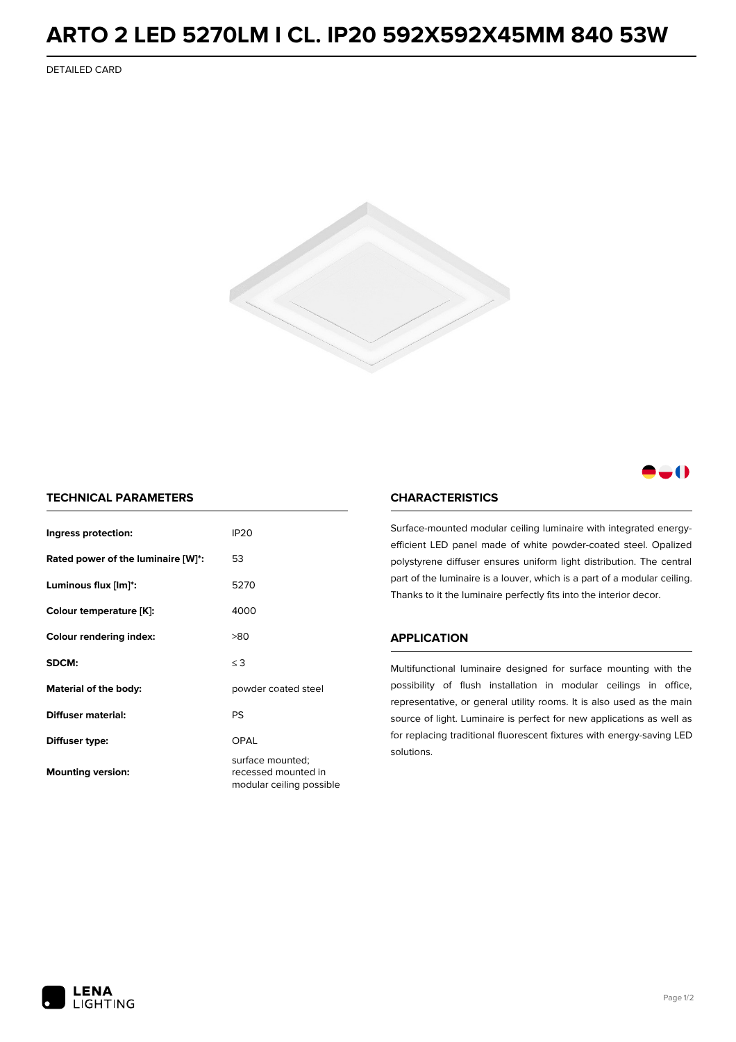# ARTO 2 LED 5270LM I CL. IP20 592X592X45MM 840 53W

DETAILED CARD

## TECHNICAL PARAMETERS

| | |
|---|---|
| **Ingress protection:** | IP20 |
| **Rated power of the luminaire [W]*:** | 53 |
| **Luminous flux [lm]*:** | 5270 |
| **Colour temperature [K]:** | 4000 |
| **Colour rendering index:** | >80 |
| **SDCM:** | ≤ 3 |
| **Material of the body:** | powder coated steel |
| **Diffuser material:** | PS |
| **Diffuser type:** | OPAL |
| **Mounting version:** | surface mounted; recessed mounted in modular ceiling possible |

## CHARACTERISTICS

Surface-mounted modular ceiling luminaire with integrated energy-efficient LED panel made of white powder-coated steel. Opalized polystyrene diffuser ensures uniform light distribution. The central part of the luminaire is a louver, which is a part of a modular ceiling. Thanks to it the luminaire perfectly fits into the interior decor.

## APPLICATION

Multifunctional luminaire designed for surface mounting with the possibility of flush installation in modular ceilings in office, representative, or general utility rooms. It is also used as the main source of light. Luminaire is perfect for new applications as well as for replacing traditional fluorescent fixtures with energy-saving LED solutions.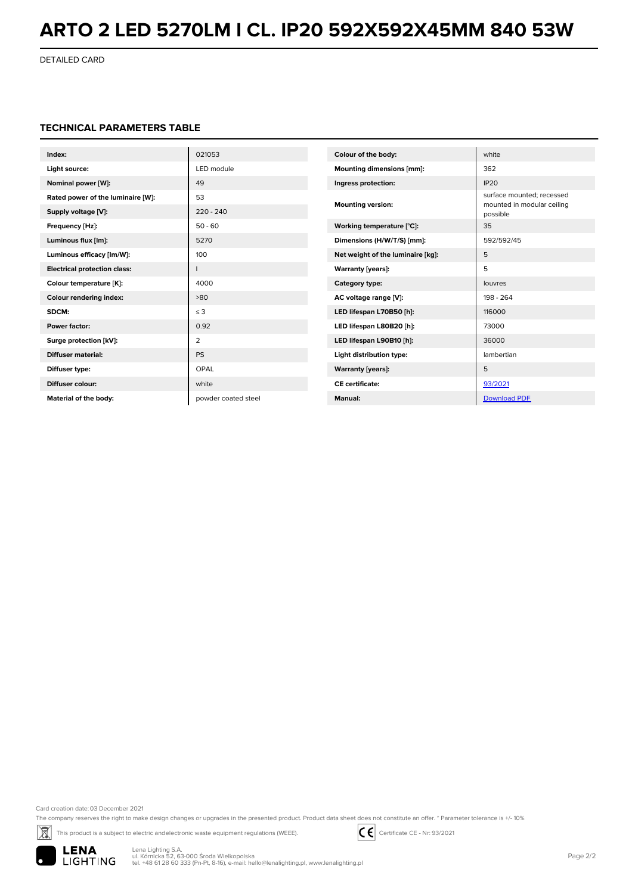# ARTO 2 LED 5270LM I CL. IP20 592X592X45MM 840 53W

DETAILED CARD

## TECHNICAL PARAMETERS TABLE

| | |
|---|---|
| **Index:** | 021053 |
| **Light source:** | LED module |
| **Nominal power [W]:** | 49 |
| **Rated power of the luminaire [W]:** | 53 |
| **Supply voltage [V]:** | 220 - 240 |
| **Frequency [Hz]:** | 50 - 60 |
| **Luminous flux [lm]:** | 5270 |
| **Luminous efficacy [lm/W]:** | 100 |
| **Electrical protection class:** | I |
| **Colour temperature [K]:** | 4000 |
| **Colour rendering index:** | >80 |
| **SDCM:** | ≤ 3 |
| **Power factor:** | 0.92 |
| **Surge protection [kV]:** | 2 |
| **Diffuser material:** | PS |
| **Diffuser type:** | OPAL |
| **Diffuser colour:** | white |
| **Material of the body:** | powder coated steel |

| | |
|---|---|
| **Colour of the body:** | white |
| **Mounting dimensions [mm]:** | 362 |
| **Ingress protection:** | IP20 |
| **Mounting version:** | surface mounted; recessed mounted in modular ceiling possible |
| **Working temperature [°C]:** | 35 |
| **Dimensions (H/W/T/S) [mm]:** | 592/592/45 |
| **Net weight of the luminaire [kg]:** | 5 |
| **Warranty [years]:** | 5 |
| **Category type:** | louvres |
| **AC voltage range [V]:** | 198 - 264 |
| **LED lifespan L70B50 [h]:** | 116000 |
| **LED lifespan L80B20 [h]:** | 73000 |
| **LED lifespan L90B10 [h]:** | 36000 |
| **Light distribution type:** | lambertian |
| **Warranty [years]:** | 5 |
| **CE certificate:** | 93/2021 |
| **Manual:** | Download PDF |

Card creation date: 03 December 2021

The company reserves the right to make design changes or upgrades in the presented product. Product data sheet does not constitute an offer. * Parameter tolerance is +/- 10%

This product is a subject to electric andelectronic waste equipment regulations (WEEE).

Certificate CE - Nr: 93/2021

LENA LIGHTING

Lena Lighting S.A.
ul. Kórnicka 52, 63-000 Środa Wielkopolska
tel. +48 61 28 60 333 (Pn-Pt, 8-16), e-mail: hello@lenalighting.pl, www.lenalighting.pl